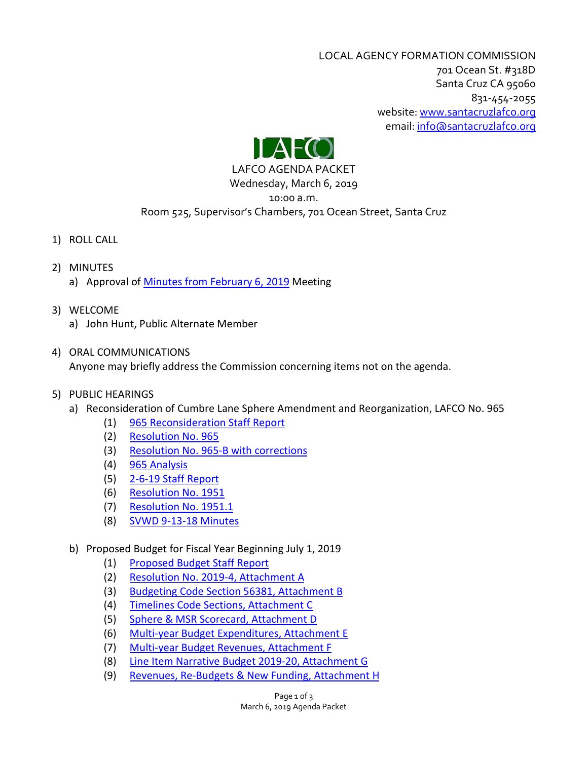LOCAL AGENCY FORMATION COMMISSION
701 Ocean St. #318D
Santa Cruz CA 95060
831-454-2055
website: www.santacruzlafco.org
email: info@santacruzlafco.org

LAFCO

# LAFCO AGENDA PACKET

Wednesday, March 6, 2019
10:00 a.m.
Room 525, Supervisor's Chambers, 701 Ocean Street, Santa Cruz

1) ROLL CALL

2) MINUTES
   a) Approval of Minutes from February 6, 2019 Meeting

3) WELCOME
   a) John Hunt, Public Alternate Member

4) ORAL COMMUNICATIONS
   Anyone may briefly address the Commission concerning items not on the agenda.

5) PUBLIC HEARINGS
   a) Reconsideration of Cumbre Lane Sphere Amendment and Reorganization, LAFCO No. 965
      (1) 965 Reconsideration Staff Report
      (2) Resolution No. 965
      (3) Resolution No. 965-B with corrections
      (4) 965 Analysis
      (5) 2-6-19 Staff Report
      (6) Resolution No. 1951
      (7) Resolution No. 1951.1
      (8) SVWD 9-13-18 Minutes

   b) Proposed Budget for Fiscal Year Beginning July 1, 2019
      (1) Proposed Budget Staff Report
      (2) Resolution No. 2019-4, Attachment A
      (3) Budgeting Code Section 56381, Attachment B
      (4) Timelines Code Sections, Attachment C
      (5) Sphere & MSR Scorecard, Attachment D
      (6) Multi-year Budget Expenditures, Attachment E
      (7) Multi-year Budget Revenues, Attachment F
      (8) Line Item Narrative Budget 2019-20, Attachment G
      (9) Revenues, Re-Budgets & New Funding, Attachment H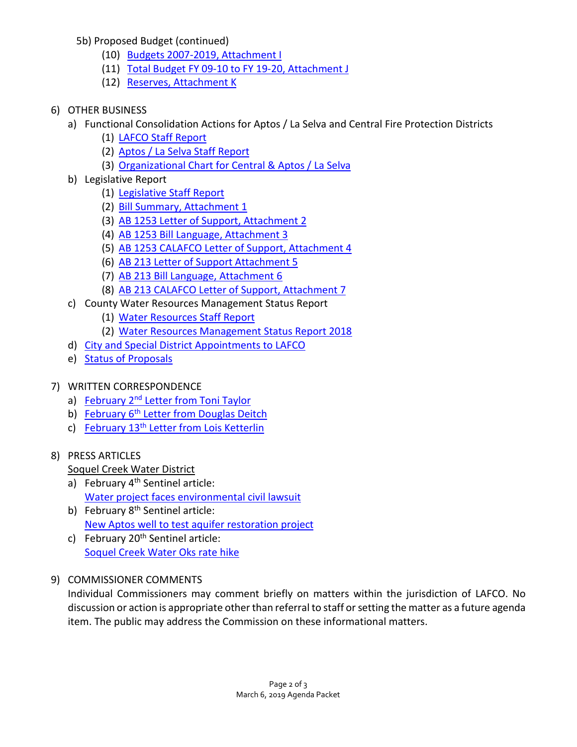5b) Proposed Budget (continued)

   (10) Budgets 2007-2019, Attachment I
   (11) Total Budget FY 09-10 to FY 19-20, Attachment J
   (12) Reserves, Attachment K

6) OTHER BUSINESS
   a) Functional Consolidation Actions for Aptos / La Selva and Central Fire Protection Districts
      (1) LAFCO Staff Report
      (2) Aptos / La Selva Staff Report
      (3) Organizational Chart for Central & Aptos / La Selva
   b) Legislative Report
      (1) Legislative Staff Report
      (2) Bill Summary, Attachment 1
      (3) AB 1253 Letter of Support, Attachment 2
      (4) AB 1253 Bill Language, Attachment 3
      (5) AB 1253 CALAFCO Letter of Support, Attachment 4
      (6) AB 213 Letter of Support Attachment 5
      (7) AB 213 Bill Language, Attachment 6
      (8) AB 213 CALAFCO Letter of Support, Attachment 7
   c) County Water Resources Management Status Report
      (1) Water Resources Staff Report
      (2) Water Resources Management Status Report 2018
   d) City and Special District Appointments to LAFCO
   e) Status of Proposals

7) WRITTEN CORRESPONDENCE
   a) February 2nd Letter from Toni Taylor
   b) February 6th Letter from Douglas Deitch
   c) February 13th Letter from Lois Ketterlin

8) PRESS ARTICLES

   Soquel Creek Water District
   a) February 4th Sentinel article:
      Water project faces environmental civil lawsuit
   b) February 8th Sentinel article:
      New Aptos well to test aquifer restoration project
   c) February 20th Sentinel article:
      Soquel Creek Water Oks rate hike

9) COMMISSIONER COMMENTS

   Individual Commissioners may comment briefly on matters within the jurisdiction of LAFCO. No discussion or action is appropriate other than referral to staff or setting the matter as a future agenda item. The public may address the Commission on these informational matters.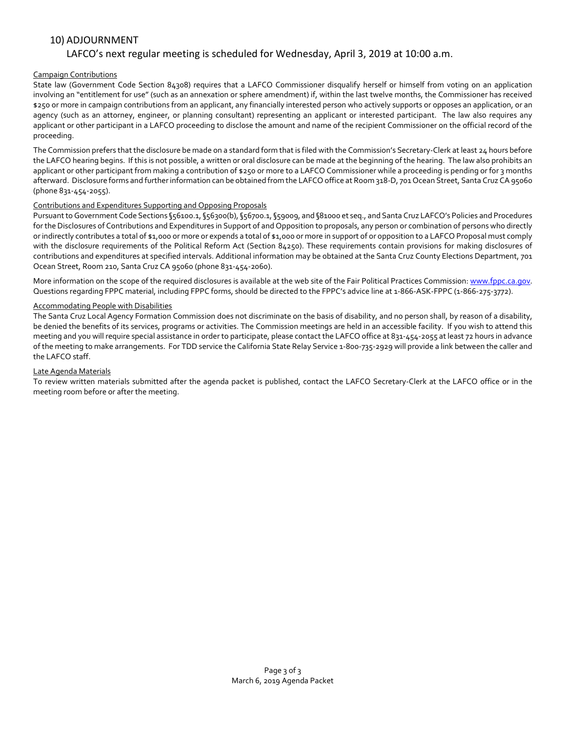## 10) ADJOURNMENT

LAFCO's next regular meeting is scheduled for Wednesday, April 3, 2019 at 10:00 a.m.

Campaign Contributions

State law (Government Code Section 84308) requires that a LAFCO Commissioner disqualify herself or himself from voting on an application involving an "entitlement for use" (such as an annexation or sphere amendment) if, within the last twelve months, the Commissioner has received $250 or more in campaign contributions from an applicant, any financially interested person who actively supports or opposes an application, or an agency (such as an attorney, engineer, or planning consultant) representing an applicant or interested participant. The law also requires any applicant or other participant in a LAFCO proceeding to disclose the amount and name of the recipient Commissioner on the official record of the proceeding.

The Commission prefers that the disclosure be made on a standard form that is filed with the Commission's Secretary-Clerk at least 24 hours before the LAFCO hearing begins. If this is not possible, a written or oral disclosure can be made at the beginning of the hearing. The law also prohibits an applicant or other participant from making a contribution of $250 or more to a LAFCO Commissioner while a proceeding is pending or for 3 months afterward. Disclosure forms and further information can be obtained from the LAFCO office at Room 318-D, 701 Ocean Street, Santa Cruz CA 95060 (phone 831-454-2055).

Contributions and Expenditures Supporting and Opposing Proposals

Pursuant to Government Code Sections §56100.1, §56300(b), §56700.1, §59009, and §81000 et seq., and Santa Cruz LAFCO's Policies and Procedures for the Disclosures of Contributions and Expenditures in Support of and Opposition to proposals, any person or combination of persons who directly or indirectly contributes a total of $1,000 or more or expends a total of $1,000 or more in support of or opposition to a LAFCO Proposal must comply with the disclosure requirements of the Political Reform Act (Section 84250). These requirements contain provisions for making disclosures of contributions and expenditures at specified intervals. Additional information may be obtained at the Santa Cruz County Elections Department, 701 Ocean Street, Room 210, Santa Cruz CA 95060 (phone 831-454-2060).

More information on the scope of the required disclosures is available at the web site of the Fair Political Practices Commission: www.fppc.ca.gov. Questions regarding FPPC material, including FPPC forms, should be directed to the FPPC's advice line at 1-866-ASK-FPPC (1-866-275-3772).

Accommodating People with Disabilities

The Santa Cruz Local Agency Formation Commission does not discriminate on the basis of disability, and no person shall, by reason of a disability, be denied the benefits of its services, programs or activities. The Commission meetings are held in an accessible facility. If you wish to attend this meeting and you will require special assistance in order to participate, please contact the LAFCO office at 831-454-2055 at least 72 hours in advance of the meeting to make arrangements. For TDD service the California State Relay Service 1-800-735-2929 will provide a link between the caller and the LAFCO staff.

Late Agenda Materials

To review written materials submitted after the agenda packet is published, contact the LAFCO Secretary-Clerk at the LAFCO office or in the meeting room before or after the meeting.